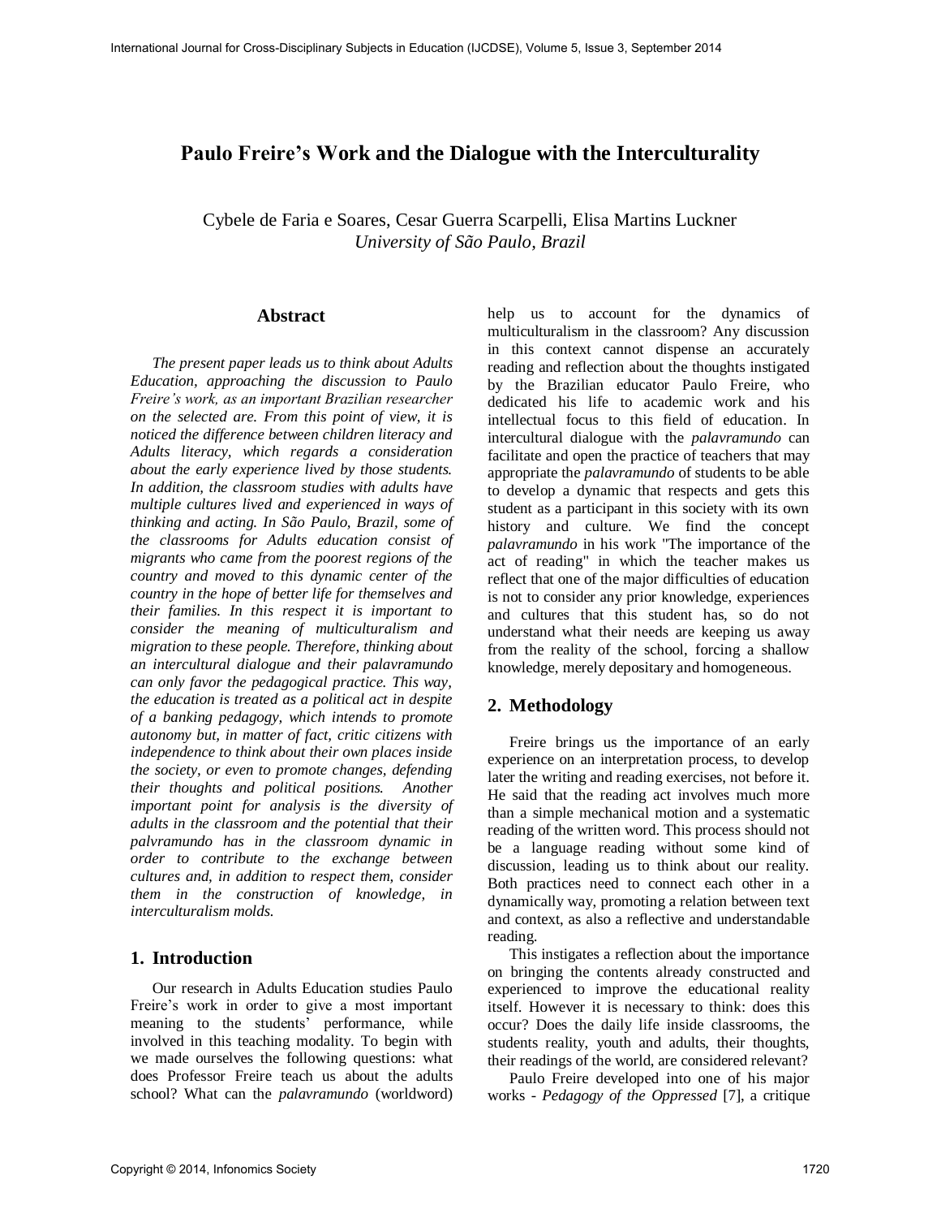# Paulo Freire's Work and the Dialogue with the Interculturality

Cybele de Faria e Soares, Cesar Guerra Scarpelli, Elisa Martins Luckner
*University of São Paulo, Brazil*

## Abstract

*The present paper leads us to think about Adults Education, approaching the discussion to Paulo Freire's work, as an important Brazilian researcher on the selected are. From this point of view, it is noticed the difference between children literacy and Adults literacy, which regards a consideration about the early experience lived by those students. In addition, the classroom studies with adults have multiple cultures lived and experienced in ways of thinking and acting. In São Paulo, Brazil, some of the classrooms for Adults education consist of migrants who came from the poorest regions of the country and moved to this dynamic center of the country in the hope of better life for themselves and their families. In this respect it is important to consider the meaning of multiculturalism and migration to these people. Therefore, thinking about an intercultural dialogue and their palavramundo can only favor the pedagogical practice. This way, the education is treated as a political act in despite of a banking pedagogy, which intends to promote autonomy but, in matter of fact, critic citizens with independence to think about their own places inside the society, or even to promote changes, defending their thoughts and political positions. Another important point for analysis is the diversity of adults in the classroom and the potential that their palvramundo has in the classroom dynamic in order to contribute to the exchange between cultures and, in addition to respect them, consider them in the construction of knowledge, in interculturalism molds.*

## 1. Introduction

Our research in Adults Education studies Paulo Freire's work in order to give a most important meaning to the students' performance, while involved in this teaching modality. To begin with we made ourselves the following questions: what does Professor Freire teach us about the adults school? What can the *palavramundo* (worldword) help us to account for the dynamics of multiculturalism in the classroom? Any discussion in this context cannot dispense an accurately reading and reflection about the thoughts instigated by the Brazilian educator Paulo Freire, who dedicated his life to academic work and his intellectual focus to this field of education. In intercultural dialogue with the *palavramundo* can facilitate and open the practice of teachers that may appropriate the *palavramundo* of students to be able to develop a dynamic that respects and gets this student as a participant in this society with its own history and culture. We find the concept *palavramundo* in his work "The importance of the act of reading" in which the teacher makes us reflect that one of the major difficulties of education is not to consider any prior knowledge, experiences and cultures that this student has, so do not understand what their needs are keeping us away from the reality of the school, forcing a shallow knowledge, merely depositary and homogeneous.

## 2. Methodology

Freire brings us the importance of an early experience on an interpretation process, to develop later the writing and reading exercises, not before it. He said that the reading act involves much more than a simple mechanical motion and a systematic reading of the written word. This process should not be a language reading without some kind of discussion, leading us to think about our reality. Both practices need to connect each other in a dynamically way, promoting a relation between text and context, as also a reflective and understandable reading.

This instigates a reflection about the importance on bringing the contents already constructed and experienced to improve the educational reality itself. However it is necessary to think: does this occur? Does the daily life inside classrooms, the students reality, youth and adults, their thoughts, their readings of the world, are considered relevant?

Paulo Freire developed into one of his major works - *Pedagogy of the Oppressed* [7], a critique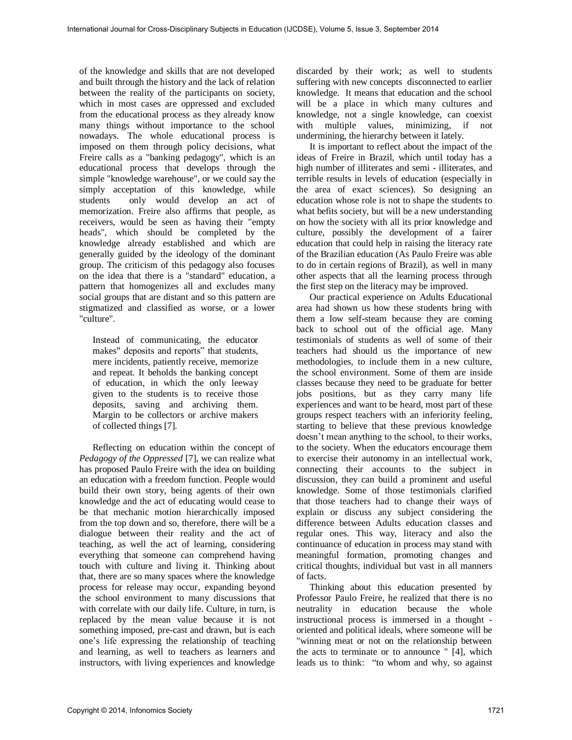of the knowledge and skills that are not developed and built through the history and the lack of relation between the reality of the participants on society, which in most cases are oppressed and excluded from the educational process as they already know many things without importance to the school nowadays. The whole educational process is imposed on them through policy decisions, what Freire calls as a "banking pedagogy", which is an educational process that develops through the simple "knowledge warehouse", or we could say the simply acceptation of this knowledge, while students only would develop an act of memorization. Freire also affirms that people, as receivers, would be seen as having their "empty heads", which should be completed by the knowledge already established and which are generally guided by the ideology of the dominant group. The criticism of this pedagogy also focuses on the idea that there is a "standard" education, a pattern that homogenizes all and excludes many social groups that are distant and so this pattern are stigmatized and classified as worse, or a lower "culture".

> Instead of communicating, the educator makes" deposits and reports" that students, mere incidents, patiently receive, memorize and repeat. It beholds the banking concept of education, in which the only leeway given to the students is to receive those deposits, saving and archiving them. Margin to be collectors or archive makers of collected things [7].

Reflecting on education within the concept of *Pedagogy of the Oppressed* [7], we can realize what has proposed Paulo Freire with the idea on building an education with a freedom function. People would build their own story, being agents of their own knowledge and the act of educating would cease to be that mechanic motion hierarchically imposed from the top down and so, therefore, there will be a dialogue between their reality and the act of teaching, as well the act of learning, considering everything that someone can comprehend having touch with culture and living it. Thinking about that, there are so many spaces where the knowledge process for release may occur, expanding beyond the school environment to many discussions that with correlate with our daily life. Culture, in turn, is replaced by the mean value because it is not something imposed, pre-cast and drawn, but is each one's life expressing the relationship of teaching and learning, as well to teachers as learners and instructors, with living experiences and knowledge discarded by their work; as well to students suffering with new concepts disconnected to earlier knowledge. It means that education and the school will be a place in which many cultures and knowledge, not a single knowledge, can coexist with multiple values, minimizing, if not undermining, the hierarchy between it lately.

It is important to reflect about the impact of the ideas of Freire in Brazil, which until today has a high number of illiterates and semi - illiterates, and terrible results in levels of education (especially in the area of exact sciences). So designing an education whose role is not to shape the students to what befits society, but will be a new understanding on how the society with all its prior knowledge and culture, possibly the development of a fairer education that could help in raising the literacy rate of the Brazilian education (As Paulo Freire was able to do in certain regions of Brazil), as well in many other aspects that all the learning process through the first step on the literacy may be improved.

Our practical experience on Adults Educational area had shown us how these students bring with them a low self-steam because they are coming back to school out of the official age. Many testimonials of students as well of some of their teachers had should us the importance of new methodologies, to include them in a new culture, the school environment. Some of them are inside classes because they need to be graduate for better jobs positions, but as they carry many life experiences and want to be heard, most part of these groups respect teachers with an inferiority feeling, starting to believe that these previous knowledge doesn't mean anything to the school, to their works, to the society. When the educators encourage them to exercise their autonomy in an intellectual work, connecting their accounts to the subject in discussion, they can build a prominent and useful knowledge. Some of those testimonials clarified that those teachers had to change their ways of explain or discuss any subject considering the difference between Adults education classes and regular ones. This way, literacy and also the continuance of education in process may stand with meaningful formation, promoting changes and critical thoughts, individual but vast in all manners of facts.

Thinking about this education presented by Professor Paulo Freire, he realized that there is no neutrality in education because the whole instructional process is immersed in a thought - oriented and political ideals, where someone will be "winning meat or not on the relationship between the acts to terminate or to announce " [4], which leads us to think: "to whom and why, so against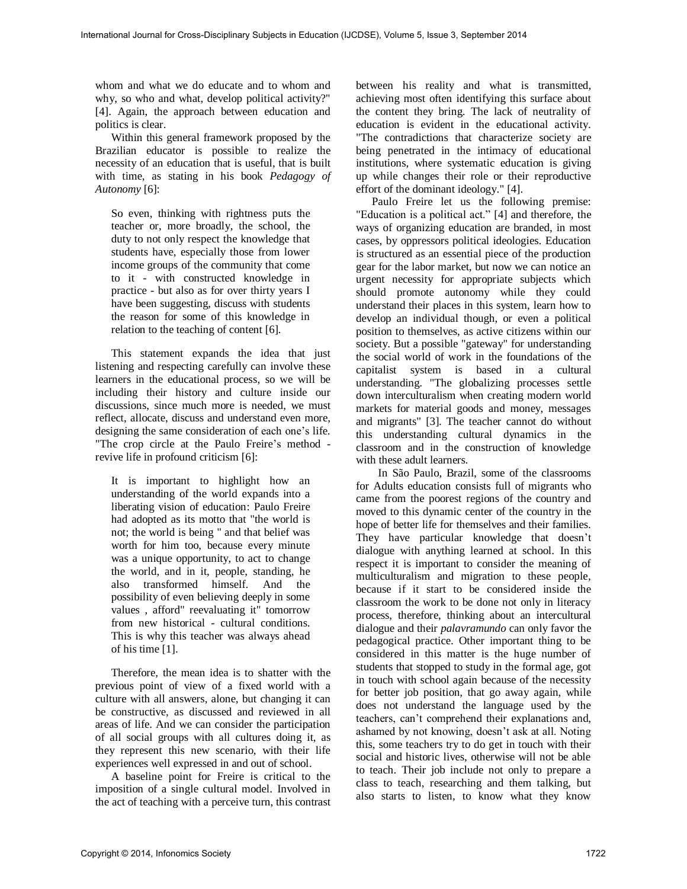whom and what we do educate and to whom and why, so who and what, develop political activity?" [4]. Again, the approach between education and politics is clear.

Within this general framework proposed by the Brazilian educator is possible to realize the necessity of an education that is useful, that is built with time, as stating in his book *Pedagogy of Autonomy* [6]:

> So even, thinking with rightness puts the teacher or, more broadly, the school, the duty to not only respect the knowledge that students have, especially those from lower income groups of the community that come to it - with constructed knowledge in practice - but also as for over thirty years I have been suggesting, discuss with students the reason for some of this knowledge in relation to the teaching of content [6].

This statement expands the idea that just listening and respecting carefully can involve these learners in the educational process, so we will be including their history and culture inside our discussions, since much more is needed, we must reflect, allocate, discuss and understand even more, designing the same consideration of each one's life. "The crop circle at the Paulo Freire's method - revive life in profound criticism [6]:

> It is important to highlight how an understanding of the world expands into a liberating vision of education: Paulo Freire had adopted as its motto that "the world is not; the world is being " and that belief was worth for him too, because every minute was a unique opportunity, to act to change the world, and in it, people, standing, he also transformed himself. And the possibility of even believing deeply in some values , afford" reevaluating it" tomorrow from new historical - cultural conditions. This is why this teacher was always ahead of his time [1].

Therefore, the mean idea is to shatter with the previous point of view of a fixed world with a culture with all answers, alone, but changing it can be constructive, as discussed and reviewed in all areas of life. And we can consider the participation of all social groups with all cultures doing it, as they represent this new scenario, with their life experiences well expressed in and out of school.

A baseline point for Freire is critical to the imposition of a single cultural model. Involved in the act of teaching with a perceive turn, this contrast between his reality and what is transmitted, achieving most often identifying this surface about the content they bring. The lack of neutrality of education is evident in the educational activity. "The contradictions that characterize society are being penetrated in the intimacy of educational institutions, where systematic education is giving up while changes their role or their reproductive effort of the dominant ideology." [4].

Paulo Freire let us the following premise: "Education is a political act." [4] and therefore, the ways of organizing education are branded, in most cases, by oppressors political ideologies. Education is structured as an essential piece of the production gear for the labor market, but now we can notice an urgent necessity for appropriate subjects which should promote autonomy while they could understand their places in this system, learn how to develop an individual though, or even a political position to themselves, as active citizens within our society. But a possible "gateway" for understanding the social world of work in the foundations of the capitalist system is based in a cultural understanding. "The globalizing processes settle down interculturalism when creating modern world markets for material goods and money, messages and migrants" [3]. The teacher cannot do without this understanding cultural dynamics in the classroom and in the construction of knowledge with these adult learners.

In São Paulo, Brazil, some of the classrooms for Adults education consists full of migrants who came from the poorest regions of the country and moved to this dynamic center of the country in the hope of better life for themselves and their families. They have particular knowledge that doesn't dialogue with anything learned at school. In this respect it is important to consider the meaning of multiculturalism and migration to these people, because if it start to be considered inside the classroom the work to be done not only in literacy process, therefore, thinking about an intercultural dialogue and their *palavramundo* can only favor the pedagogical practice. Other important thing to be considered in this matter is the huge number of students that stopped to study in the formal age, got in touch with school again because of the necessity for better job position, that go away again, while does not understand the language used by the teachers, can't comprehend their explanations and, ashamed by not knowing, doesn't ask at all. Noting this, some teachers try to do get in touch with their social and historic lives, otherwise will not be able to teach. Their job include not only to prepare a class to teach, researching and them talking, but also starts to listen, to know what they know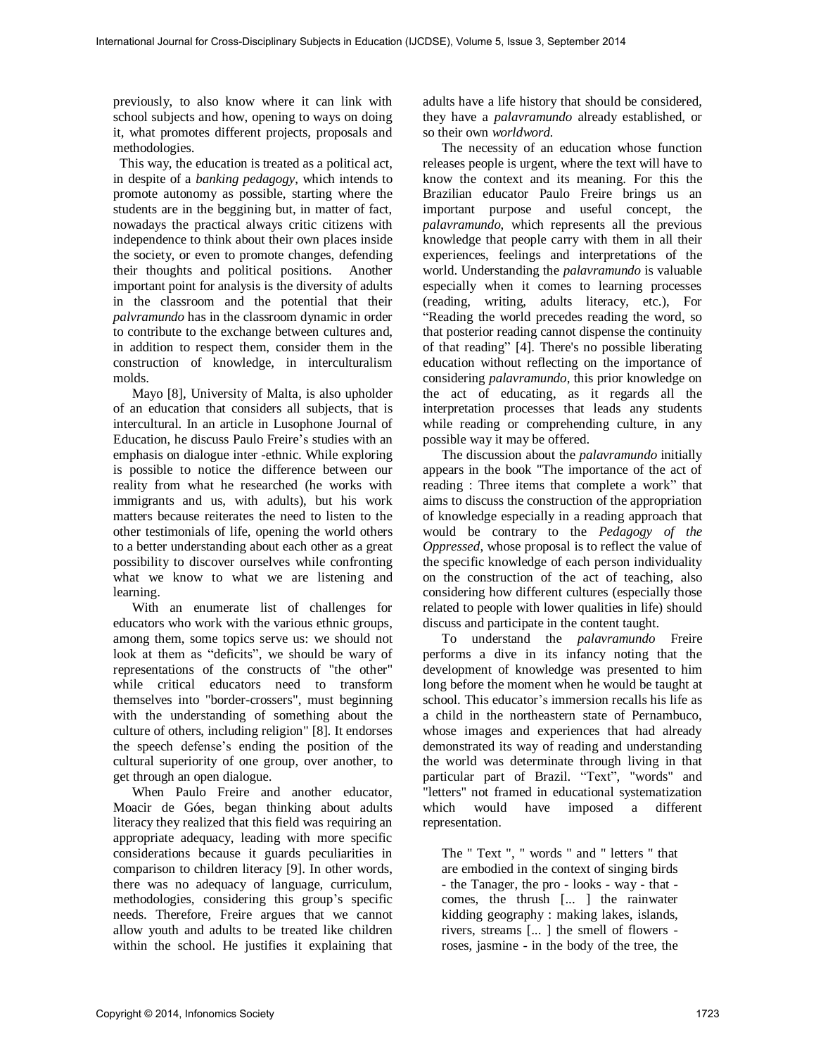previously, to also know where it can link with school subjects and how, opening to ways on doing it, what promotes different projects, proposals and methodologies.

This way, the education is treated as a political act, in despite of a *banking pedagogy*, which intends to promote autonomy as possible, starting where the students are in the beggining but, in matter of fact, nowadays the practical always critic citizens with independence to think about their own places inside the society, or even to promote changes, defending their thoughts and political positions. Another important point for analysis is the diversity of adults in the classroom and the potential that their *palvramundo* has in the classroom dynamic in order to contribute to the exchange between cultures and, in addition to respect them, consider them in the construction of knowledge, in interculturalism molds.

Mayo [8], University of Malta, is also upholder of an education that considers all subjects, that is intercultural. In an article in Lusophone Journal of Education, he discuss Paulo Freire's studies with an emphasis on dialogue inter -ethnic. While exploring is possible to notice the difference between our reality from what he researched (he works with immigrants and us, with adults), but his work matters because reiterates the need to listen to the other testimonials of life, opening the world others to a better understanding about each other as a great possibility to discover ourselves while confronting what we know to what we are listening and learning.

With an enumerate list of challenges for educators who work with the various ethnic groups, among them, some topics serve us: we should not look at them as "deficits", we should be wary of representations of the constructs of "the other" while critical educators need to transform themselves into "border-crossers", must beginning with the understanding of something about the culture of others, including religion" [8]. It endorses the speech defense's ending the position of the cultural superiority of one group, over another, to get through an open dialogue.

When Paulo Freire and another educator, Moacir de Góes, began thinking about adults literacy they realized that this field was requiring an appropriate adequacy, leading with more specific considerations because it guards peculiarities in comparison to children literacy [9]. In other words, there was no adequacy of language, curriculum, methodologies, considering this group's specific needs. Therefore, Freire argues that we cannot allow youth and adults to be treated like children within the school. He justifies it explaining that adults have a life history that should be considered, they have a *palavramundo* already established, or so their own *worldword.*

The necessity of an education whose function releases people is urgent, where the text will have to know the context and its meaning. For this the Brazilian educator Paulo Freire brings us an important purpose and useful concept, the *palavramundo*, which represents all the previous knowledge that people carry with them in all their experiences, feelings and interpretations of the world. Understanding the *palavramundo* is valuable especially when it comes to learning processes (reading, writing, adults literacy, etc.), For "Reading the world precedes reading the word, so that posterior reading cannot dispense the continuity of that reading" [4]. There's no possible liberating education without reflecting on the importance of considering *palavramundo*, this prior knowledge on the act of educating, as it regards all the interpretation processes that leads any students while reading or comprehending culture, in any possible way it may be offered.

The discussion about the *palavramundo* initially appears in the book "The importance of the act of reading : Three items that complete a work" that aims to discuss the construction of the appropriation of knowledge especially in a reading approach that would be contrary to the *Pedagogy of the Oppressed*, whose proposal is to reflect the value of the specific knowledge of each person individuality on the construction of the act of teaching, also considering how different cultures (especially those related to people with lower qualities in life) should discuss and participate in the content taught.

To understand the *palavramundo* Freire performs a dive in its infancy noting that the development of knowledge was presented to him long before the moment when he would be taught at school. This educator's immersion recalls his life as a child in the northeastern state of Pernambuco, whose images and experiences that had already demonstrated its way of reading and understanding the world was determinate through living in that particular part of Brazil. "Text", "words" and "letters" not framed in educational systematization which would have imposed a different representation.

> The " Text ", " words " and " letters " that are embodied in the context of singing birds - the Tanager, the pro - looks - way - that - comes, the thrush [... ] the rainwater kidding geography : making lakes, islands, rivers, streams [... ] the smell of flowers - roses, jasmine - in the body of the tree, the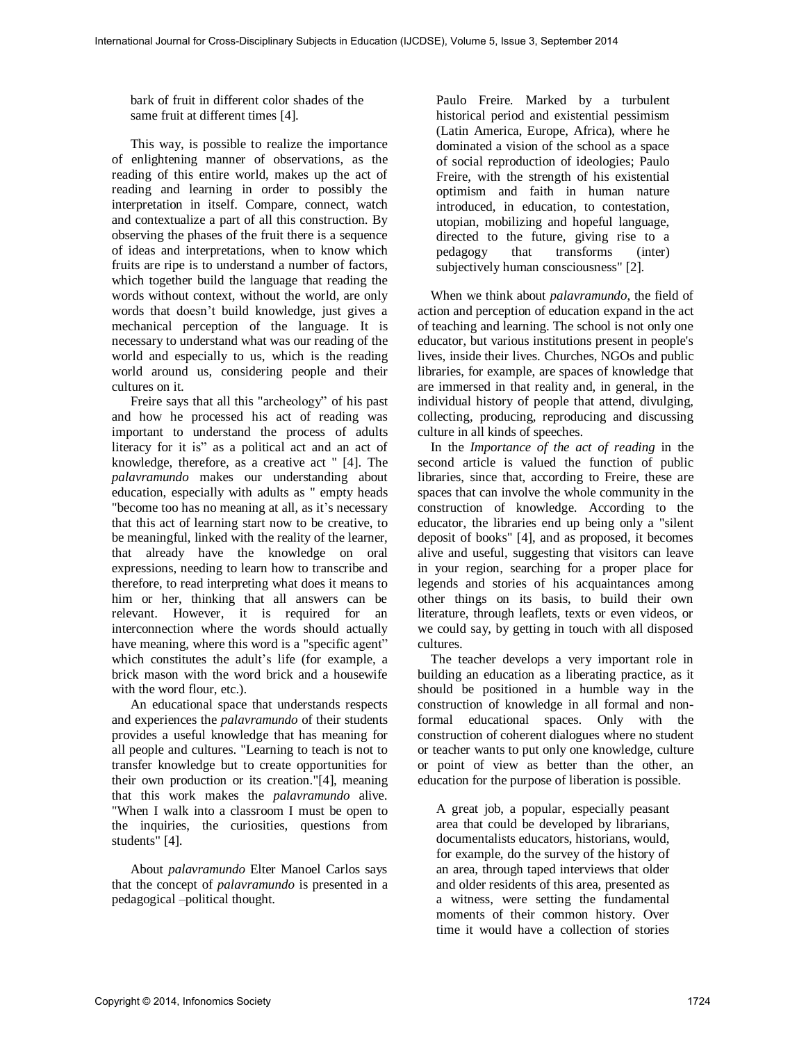bark of fruit in different color shades of the same fruit at different times [4].

This way, is possible to realize the importance of enlightening manner of observations, as the reading of this entire world, makes up the act of reading and learning in order to possibly the interpretation in itself. Compare, connect, watch and contextualize a part of all this construction. By observing the phases of the fruit there is a sequence of ideas and interpretations, when to know which fruits are ripe is to understand a number of factors, which together build the language that reading the words without context, without the world, are only words that doesn't build knowledge, just gives a mechanical perception of the language. It is necessary to understand what was our reading of the world and especially to us, which is the reading world around us, considering people and their cultures on it.

Freire says that all this "archeology" of his past and how he processed his act of reading was important to understand the process of adults literacy for it is" as a political act and an act of knowledge, therefore, as a creative act " [4]. The *palavramundo* makes our understanding about education, especially with adults as " empty heads "become too has no meaning at all, as it's necessary that this act of learning start now to be creative, to be meaningful, linked with the reality of the learner, that already have the knowledge on oral expressions, needing to learn how to transcribe and therefore, to read interpreting what does it means to him or her, thinking that all answers can be relevant. However, it is required for an interconnection where the words should actually have meaning, where this word is a "specific agent" which constitutes the adult's life (for example, a brick mason with the word brick and a housewife with the word flour, etc.).

An educational space that understands respects and experiences the *palavramundo* of their students provides a useful knowledge that has meaning for all people and cultures. "Learning to teach is not to transfer knowledge but to create opportunities for their own production or its creation."[4], meaning that this work makes the *palavramundo* alive. "When I walk into a classroom I must be open to the inquiries, the curiosities, questions from students" [4].

About *palavramundo* Elter Manoel Carlos says that the concept of *palavramundo* is presented in a pedagogical –political thought.

> Paulo Freire. Marked by a turbulent historical period and existential pessimism (Latin America, Europe, Africa), where he dominated a vision of the school as a space of social reproduction of ideologies; Paulo Freire, with the strength of his existential optimism and faith in human nature introduced, in education, to contestation, utopian, mobilizing and hopeful language, directed to the future, giving rise to a pedagogy that transforms (inter) subjectively human consciousness" [2].

When we think about *palavramundo*, the field of action and perception of education expand in the act of teaching and learning. The school is not only one educator, but various institutions present in people's lives, inside their lives. Churches, NGOs and public libraries, for example, are spaces of knowledge that are immersed in that reality and, in general, in the individual history of people that attend, divulging, collecting, producing, reproducing and discussing culture in all kinds of speeches.

In the *Importance of the act of reading* in the second article is valued the function of public libraries, since that, according to Freire, these are spaces that can involve the whole community in the construction of knowledge. According to the educator, the libraries end up being only a "silent deposit of books" [4], and as proposed, it becomes alive and useful, suggesting that visitors can leave in your region, searching for a proper place for legends and stories of his acquaintances among other things on its basis, to build their own literature, through leaflets, texts or even videos, or we could say, by getting in touch with all disposed cultures.

The teacher develops a very important role in building an education as a liberating practice, as it should be positioned in a humble way in the construction of knowledge in all formal and non-formal educational spaces. Only with the construction of coherent dialogues where no student or teacher wants to put only one knowledge, culture or point of view as better than the other, an education for the purpose of liberation is possible.

> A great job, a popular, especially peasant area that could be developed by librarians, documentalists educators, historians, would, for example, do the survey of the history of an area, through taped interviews that older and older residents of this area, presented as a witness, were setting the fundamental moments of their common history. Over time it would have a collection of stories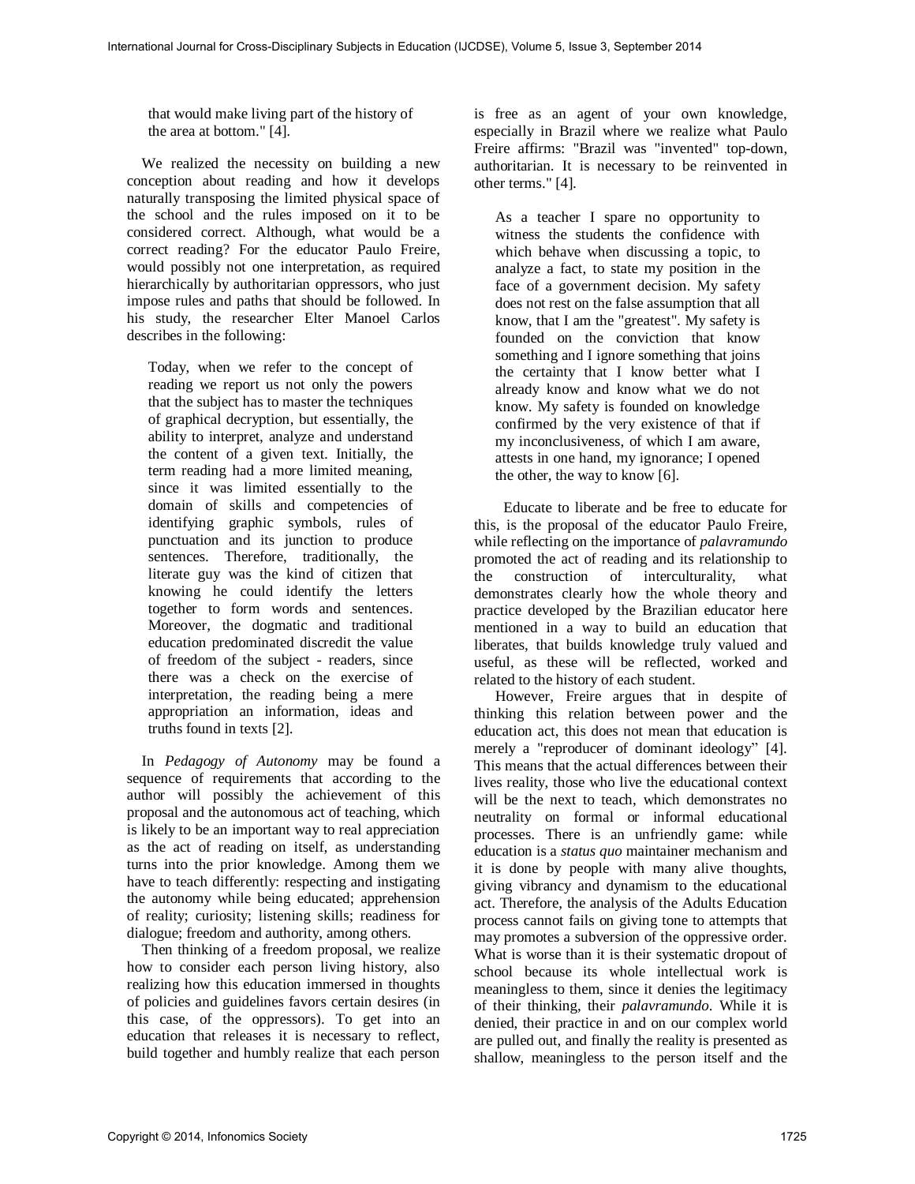that would make living part of the history of the area at bottom." [4].

We realized the necessity on building a new conception about reading and how it develops naturally transposing the limited physical space of the school and the rules imposed on it to be considered correct. Although, what would be a correct reading? For the educator Paulo Freire, would possibly not one interpretation, as required hierarchically by authoritarian oppressors, who just impose rules and paths that should be followed. In his study, the researcher Elter Manoel Carlos describes in the following:

> Today, when we refer to the concept of reading we report us not only the powers that the subject has to master the techniques of graphical decryption, but essentially, the ability to interpret, analyze and understand the content of a given text. Initially, the term reading had a more limited meaning, since it was limited essentially to the domain of skills and competencies of identifying graphic symbols, rules of punctuation and its junction to produce sentences. Therefore, traditionally, the literate guy was the kind of citizen that knowing he could identify the letters together to form words and sentences. Moreover, the dogmatic and traditional education predominated discredit the value of freedom of the subject - readers, since there was a check on the exercise of interpretation, the reading being a mere appropriation an information, ideas and truths found in texts [2].

In *Pedagogy of Autonomy* may be found a sequence of requirements that according to the author will possibly the achievement of this proposal and the autonomous act of teaching, which is likely to be an important way to real appreciation as the act of reading on itself, as understanding turns into the prior knowledge. Among them we have to teach differently: respecting and instigating the autonomy while being educated; apprehension of reality; curiosity; listening skills; readiness for dialogue; freedom and authority, among others.

Then thinking of a freedom proposal, we realize how to consider each person living history, also realizing how this education immersed in thoughts of policies and guidelines favors certain desires (in this case, of the oppressors). To get into an education that releases it is necessary to reflect, build together and humbly realize that each person is free as an agent of your own knowledge, especially in Brazil where we realize what Paulo Freire affirms: "Brazil was "invented" top-down, authoritarian. It is necessary to be reinvented in other terms." [4].

> As a teacher I spare no opportunity to witness the students the confidence with which behave when discussing a topic, to analyze a fact, to state my position in the face of a government decision. My safety does not rest on the false assumption that all know, that I am the "greatest". My safety is founded on the conviction that know something and I ignore something that joins the certainty that I know better what I already know and know what we do not know. My safety is founded on knowledge confirmed by the very existence of that if my inconclusiveness, of which I am aware, attests in one hand, my ignorance; I opened the other, the way to know [6].

Educate to liberate and be free to educate for this, is the proposal of the educator Paulo Freire, while reflecting on the importance of *palavramundo* promoted the act of reading and its relationship to the construction of interculturality, what demonstrates clearly how the whole theory and practice developed by the Brazilian educator here mentioned in a way to build an education that liberates, that builds knowledge truly valued and useful, as these will be reflected, worked and related to the history of each student.

However, Freire argues that in despite of thinking this relation between power and the education act, this does not mean that education is merely a "reproducer of dominant ideology" [4]. This means that the actual differences between their lives reality, those who live the educational context will be the next to teach, which demonstrates no neutrality on formal or informal educational processes. There is an unfriendly game: while education is a *status quo* maintainer mechanism and it is done by people with many alive thoughts, giving vibrancy and dynamism to the educational act. Therefore, the analysis of the Adults Education process cannot fails on giving tone to attempts that may promotes a subversion of the oppressive order. What is worse than it is their systematic dropout of school because its whole intellectual work is meaningless to them, since it denies the legitimacy of their thinking, their *palavramundo*. While it is denied, their practice in and on our complex world are pulled out, and finally the reality is presented as shallow, meaningless to the person itself and the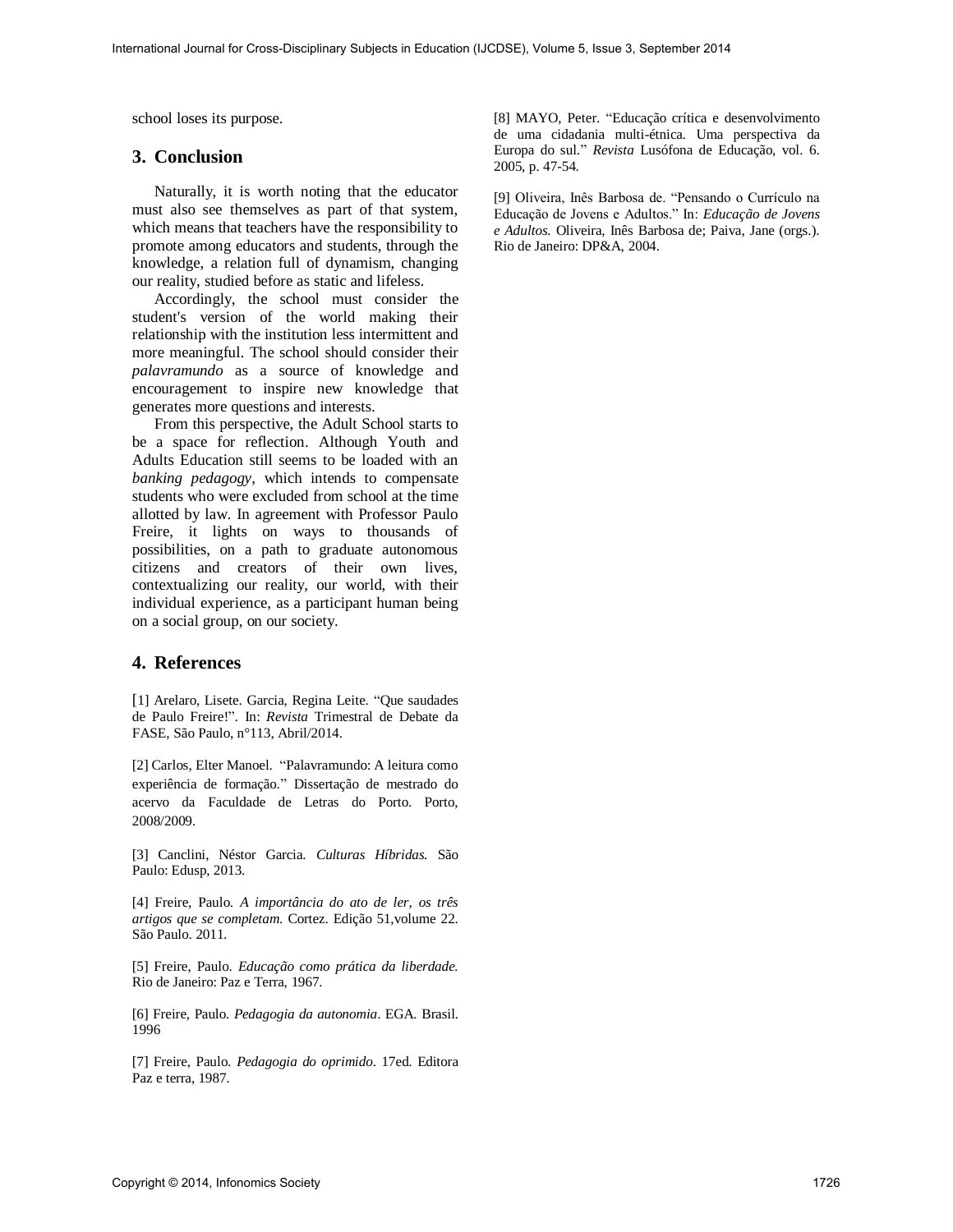school loses its purpose.

## 3. Conclusion

Naturally, it is worth noting that the educator must also see themselves as part of that system, which means that teachers have the responsibility to promote among educators and students, through the knowledge, a relation full of dynamism, changing our reality, studied before as static and lifeless.

Accordingly, the school must consider the student's version of the world making their relationship with the institution less intermittent and more meaningful. The school should consider their *palavramundo* as a source of knowledge and encouragement to inspire new knowledge that generates more questions and interests.

From this perspective, the Adult School starts to be a space for reflection. Although Youth and Adults Education still seems to be loaded with an *banking pedagogy*, which intends to compensate students who were excluded from school at the time allotted by law. In agreement with Professor Paulo Freire, it lights on ways to thousands of possibilities, on a path to graduate autonomous citizens and creators of their own lives, contextualizing our reality, our world, with their individual experience, as a participant human being on a social group, on our society.

## 4. References

[1] Arelaro, Lisete. Garcia, Regina Leite. "Que saudades de Paulo Freire!". In: *Revista* Trimestral de Debate da FASE, São Paulo, n°113, Abril/2014.

[2] Carlos, Elter Manoel. "Palavramundo: A leitura como experiência de formação." Dissertação de mestrado do acervo da Faculdade de Letras do Porto. Porto, 2008/2009.

[3] Canclini, Néstor Garcia. *Culturas Híbridas.* São Paulo: Edusp, 2013.

[4] Freire, Paulo. *A importância do ato de ler, os três artigos que se completam.* Cortez. Edição 51,volume 22. São Paulo. 2011.

[5] Freire, Paulo. *Educação como prática da liberdade.* Rio de Janeiro: Paz e Terra, 1967.

[6] Freire, Paulo. *Pedagogia da autonomia*. EGA. Brasil. 1996

[7] Freire, Paulo. *Pedagogia do oprimido*. 17ed. Editora Paz e terra, 1987.

[8] MAYO, Peter. "Educação crítica e desenvolvimento de uma cidadania multi-étnica. Uma perspectiva da Europa do sul." *Revista* Lusófona de Educação, vol. 6. 2005, p. 47-54.

[9] Oliveira, Inês Barbosa de. "Pensando o Currículo na Educação de Jovens e Adultos." In: *Educação de Jovens e Adultos.* Oliveira, Inês Barbosa de; Paiva, Jane (orgs.). Rio de Janeiro: DP&A, 2004.